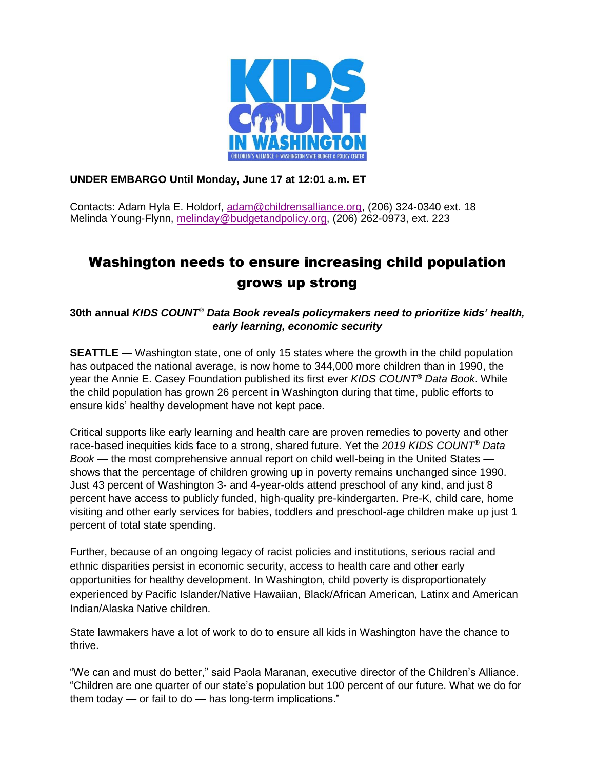KIDS COUNT IN WASHINGTON

CHILDREN'S ALLIANCE + WASHINGTON STATE BUDGET & POLICY CENTER

**UNDER EMBARGO Until Monday, June 17 at 12:01 a.m. ET**

Contacts: Adam Hyla E. Holdorf, adam@childrensalliance.org, (206) 324-0340 ext. 18
Melinda Young-Flynn, melinday@budgetandpolicy.org, (206) 262-0973, ext. 223

# Washington needs to ensure increasing child population grows up strong

**30th annual *KIDS COUNT® Data Book reveals policymakers need to prioritize kids' health, early learning, economic security***

**SEATTLE** — Washington state, one of only 15 states where the growth in the child population has outpaced the national average, is now home to 344,000 more children than in 1990, the year the Annie E. Casey Foundation published its first ever *KIDS COUNT® Data Book*. While the child population has grown 26 percent in Washington during that time, public efforts to ensure kids' healthy development have not kept pace.

Critical supports like early learning and health care are proven remedies to poverty and other race-based inequities kids face to a strong, shared future. Yet the *2019 KIDS COUNT® Data Book* — the most comprehensive annual report on child well-being in the United States — shows that the percentage of children growing up in poverty remains unchanged since 1990. Just 43 percent of Washington 3- and 4-year-olds attend preschool of any kind, and just 8 percent have access to publicly funded, high-quality pre-kindergarten. Pre-K, child care, home visiting and other early services for babies, toddlers and preschool-age children make up just 1 percent of total state spending.

Further, because of an ongoing legacy of racist policies and institutions, serious racial and ethnic disparities persist in economic security, access to health care and other early opportunities for healthy development. In Washington, child poverty is disproportionately experienced by Pacific Islander/Native Hawaiian, Black/African American, Latinx and American Indian/Alaska Native children.

State lawmakers have a lot of work to do to ensure all kids in Washington have the chance to thrive.

"We can and must do better," said Paola Maranan, executive director of the Children's Alliance. "Children are one quarter of our state's population but 100 percent of our future. What we do for them today — or fail to do — has long-term implications."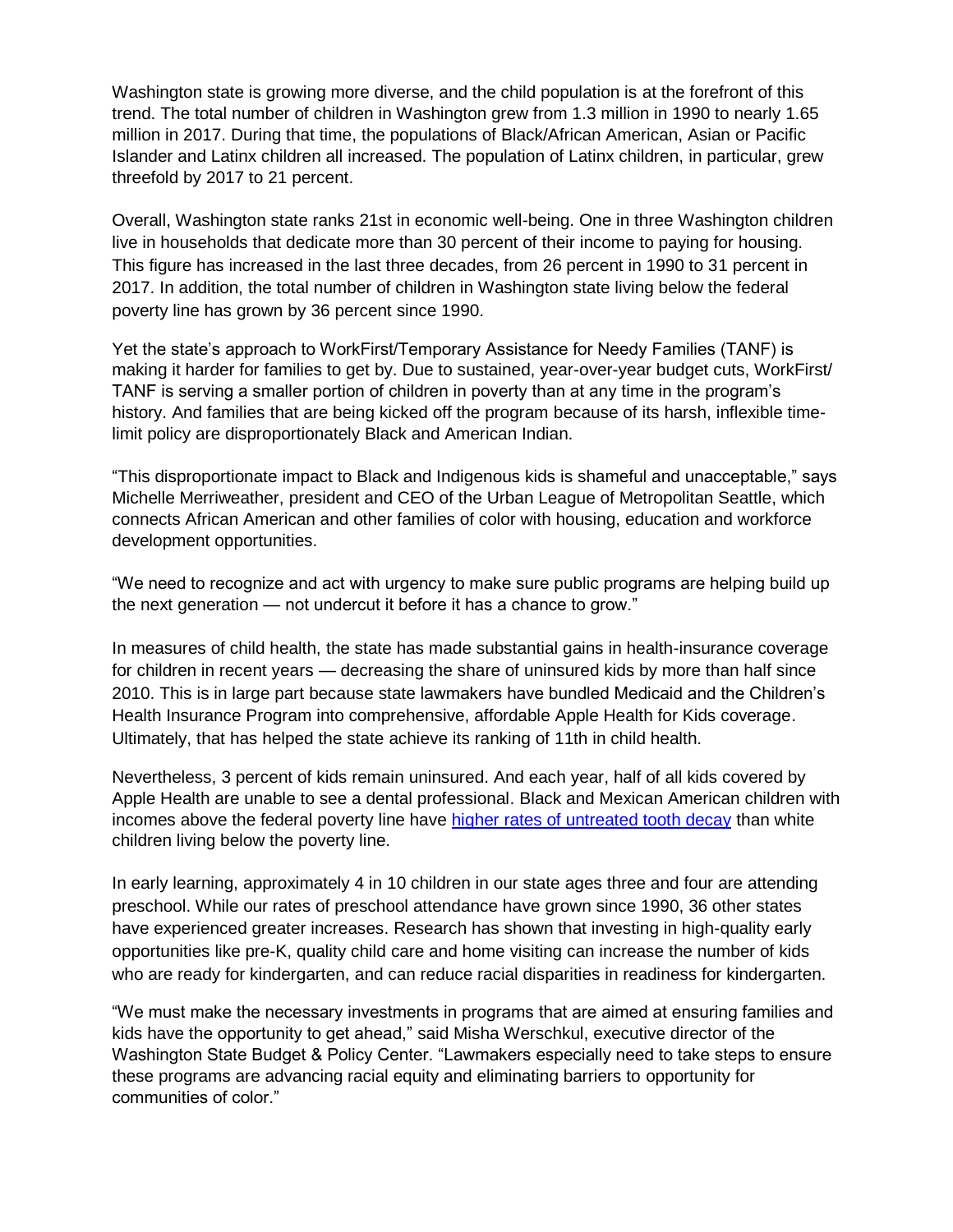Washington state is growing more diverse, and the child population is at the forefront of this trend. The total number of children in Washington grew from 1.3 million in 1990 to nearly 1.65 million in 2017. During that time, the populations of Black/African American, Asian or Pacific Islander and Latinx children all increased. The population of Latinx children, in particular, grew threefold by 2017 to 21 percent.

Overall, Washington state ranks 21st in economic well-being. One in three Washington children live in households that dedicate more than 30 percent of their income to paying for housing. This figure has increased in the last three decades, from 26 percent in 1990 to 31 percent in 2017. In addition, the total number of children in Washington state living below the federal poverty line has grown by 36 percent since 1990.

Yet the state's approach to WorkFirst/Temporary Assistance for Needy Families (TANF) is making it harder for families to get by. Due to sustained, year-over-year budget cuts, WorkFirst/TANF is serving a smaller portion of children in poverty than at any time in the program's history. And families that are being kicked off the program because of its harsh, inflexible time-limit policy are disproportionately Black and American Indian.

"This disproportionate impact to Black and Indigenous kids is shameful and unacceptable," says Michelle Merriweather, president and CEO of the Urban League of Metropolitan Seattle, which connects African American and other families of color with housing, education and workforce development opportunities.

"We need to recognize and act with urgency to make sure public programs are helping build up the next generation — not undercut it before it has a chance to grow."

In measures of child health, the state has made substantial gains in health-insurance coverage for children in recent years — decreasing the share of uninsured kids by more than half since 2010. This is in large part because state lawmakers have bundled Medicaid and the Children's Health Insurance Program into comprehensive, affordable Apple Health for Kids coverage. Ultimately, that has helped the state achieve its ranking of 11th in child health.

Nevertheless, 3 percent of kids remain uninsured. And each year, half of all kids covered by Apple Health are unable to see a dental professional. Black and Mexican American children with incomes above the federal poverty line have higher rates of untreated tooth decay than white children living below the poverty line.

In early learning, approximately 4 in 10 children in our state ages three and four are attending preschool. While our rates of preschool attendance have grown since 1990, 36 other states have experienced greater increases. Research has shown that investing in high-quality early opportunities like pre-K, quality child care and home visiting can increase the number of kids who are ready for kindergarten, and can reduce racial disparities in readiness for kindergarten.

"We must make the necessary investments in programs that are aimed at ensuring families and kids have the opportunity to get ahead," said Misha Werschkul, executive director of the Washington State Budget & Policy Center. "Lawmakers especially need to take steps to ensure these programs are advancing racial equity and eliminating barriers to opportunity for communities of color."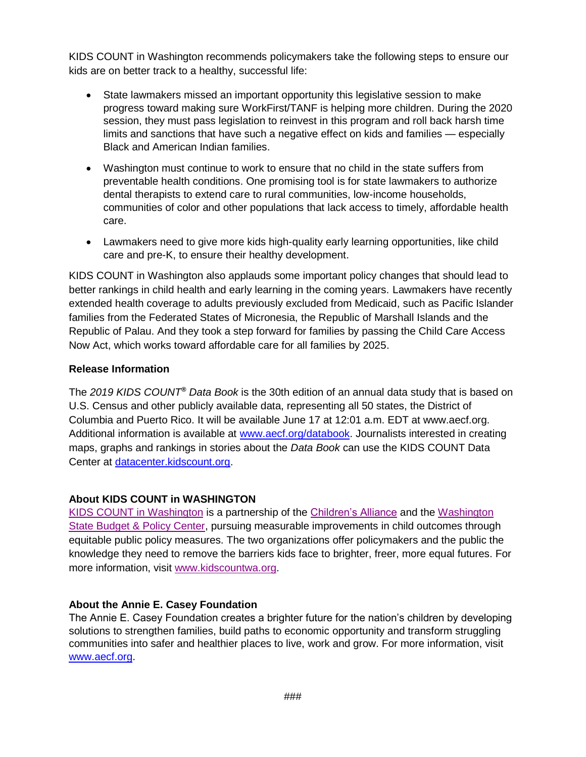KIDS COUNT in Washington recommends policymakers take the following steps to ensure our kids are on better track to a healthy, successful life:

- State lawmakers missed an important opportunity this legislative session to make progress toward making sure WorkFirst/TANF is helping more children. During the 2020 session, they must pass legislation to reinvest in this program and roll back harsh time limits and sanctions that have such a negative effect on kids and families — especially Black and American Indian families.
- Washington must continue to work to ensure that no child in the state suffers from preventable health conditions. One promising tool is for state lawmakers to authorize dental therapists to extend care to rural communities, low-income households, communities of color and other populations that lack access to timely, affordable health care.
- Lawmakers need to give more kids high-quality early learning opportunities, like child care and pre-K, to ensure their healthy development.

KIDS COUNT in Washington also applauds some important policy changes that should lead to better rankings in child health and early learning in the coming years. Lawmakers have recently extended health coverage to adults previously excluded from Medicaid, such as Pacific Islander families from the Federated States of Micronesia, the Republic of Marshall Islands and the Republic of Palau. And they took a step forward for families by passing the Child Care Access Now Act, which works toward affordable care for all families by 2025.

**Release Information**

The *2019 KIDS COUNT® Data Book* is the 30th edition of an annual data study that is based on U.S. Census and other publicly available data, representing all 50 states, the District of Columbia and Puerto Rico. It will be available June 17 at 12:01 a.m. EDT at www.aecf.org. Additional information is available at [www.aecf.org/databook](www.aecf.org/databook). Journalists interested in creating maps, graphs and rankings in stories about the *Data Book* can use the KIDS COUNT Data Center at [datacenter.kidscount.org](datacenter.kidscount.org).

**About KIDS COUNT in WASHINGTON**

KIDS COUNT in Washington is a partnership of the Children's Alliance and the Washington State Budget & Policy Center, pursuing measurable improvements in child outcomes through equitable public policy measures. The two organizations offer policymakers and the public the knowledge they need to remove the barriers kids face to brighter, freer, more equal futures. For more information, visit [www.kidscountwa.org](www.kidscountwa.org).

**About the Annie E. Casey Foundation**

The Annie E. Casey Foundation creates a brighter future for the nation's children by developing solutions to strengthen families, build paths to economic opportunity and transform struggling communities into safer and healthier places to live, work and grow. For more information, visit [www.aecf.org](www.aecf.org).

###